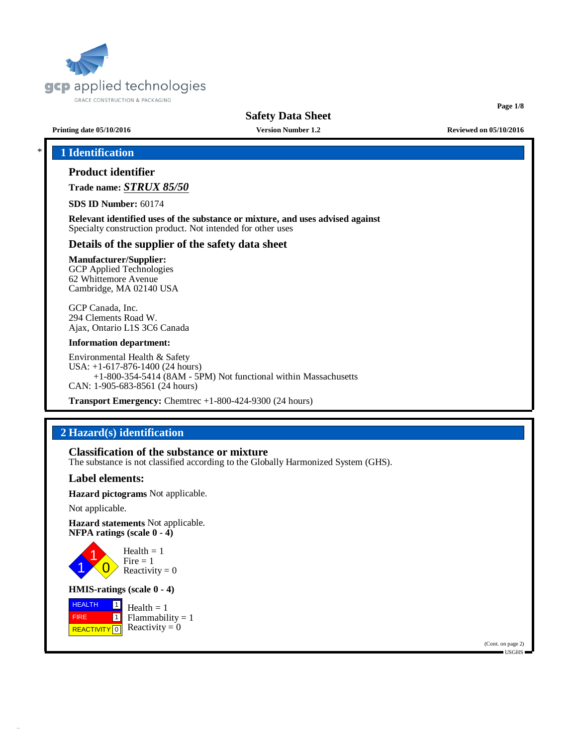# Safety Data Sheet

**Printing date 05/10/2016** **Version Number 1.2** **Reviewed on 05/10/2016**

## * 1 Identification

### Product identifier

**Trade name:** ***STRUX 85/50***

**SDS ID Number:** 60174

**Relevant identified uses of the substance or mixture, and uses advised against**
Specialty construction product. Not intended for other uses

### Details of the supplier of the safety data sheet

**Manufacturer/Supplier:**
GCP Applied Technologies
62 Whittemore Avenue
Cambridge, MA 02140 USA

GCP Canada, Inc.
294 Clements Road W.
Ajax, Ontario L1S 3C6 Canada

**Information department:**

Environmental Health & Safety
USA: +1-617-876-1400 (24 hours)
+1-800-354-5414 (8AM - 5PM) Not functional within Massachusetts
CAN: 1-905-683-8561 (24 hours)

**Transport Emergency:** Chemtrec +1-800-424-9300 (24 hours)

## 2 Hazard(s) identification

### Classification of the substance or mixture

The substance is not classified according to the Globally Harmonized System (GHS).

### Label elements:

**Hazard pictograms** Not applicable.

Not applicable.

**Hazard statements** Not applicable.
**NFPA ratings (scale 0 - 4)**

Health = 1
Fire = 1
Reactivity = 0

**HMIS-ratings (scale 0 - 4)**

| | |
|---|---|
| HEALTH | 1 |
| FIRE | 1 |
| REACTIVITY | 0 |

Health = 1
Flammability = 1
Reactivity = 0

(Cont. on page 2)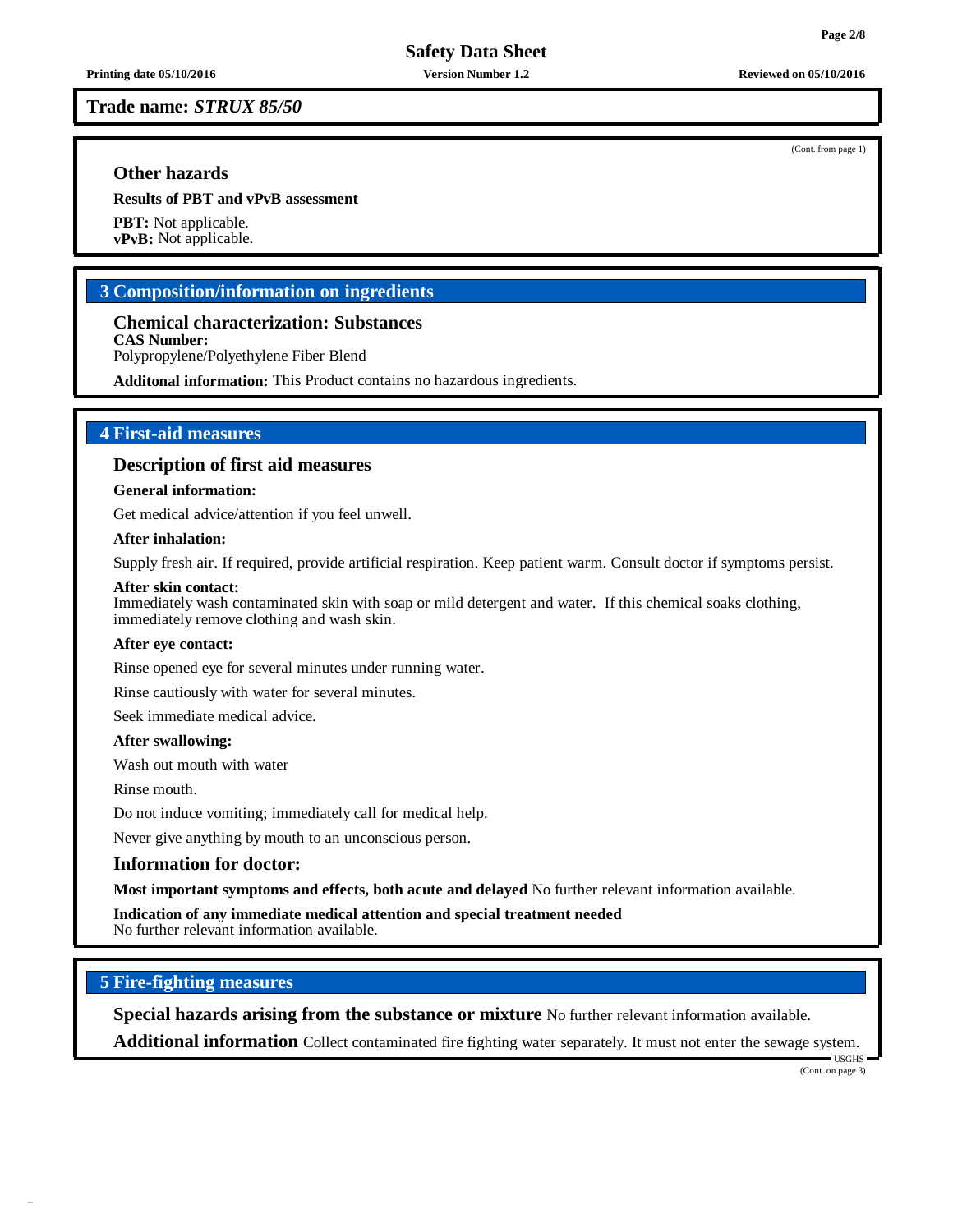**Trade name:** ***STRUX 85/50***

(Cont. from page 1)

### Other hazards

**Results of PBT and vPvB assessment**

**PBT:** Not applicable.
**vPvB:** Not applicable.

## 3 Composition/information on ingredients

### Chemical characterization: Substances

**CAS Number:**
Polypropylene/Polyethylene Fiber Blend

**Additonal information:** This Product contains no hazardous ingredients.

## 4 First-aid measures

### Description of first aid measures

**General information:**

Get medical advice/attention if you feel unwell.

**After inhalation:**

Supply fresh air. If required, provide artificial respiration. Keep patient warm. Consult doctor if symptoms persist.

**After skin contact:**
Immediately wash contaminated skin with soap or mild detergent and water. If this chemical soaks clothing, immediately remove clothing and wash skin.

**After eye contact:**

Rinse opened eye for several minutes under running water.

Rinse cautiously with water for several minutes.

Seek immediate medical advice.

**After swallowing:**

Wash out mouth with water

Rinse mouth.

Do not induce vomiting; immediately call for medical help.

Never give anything by mouth to an unconscious person.

### Information for doctor:

**Most important symptoms and effects, both acute and delayed** No further relevant information available.

**Indication of any immediate medical attention and special treatment needed**
No further relevant information available.

## 5 Fire-fighting measures

**Special hazards arising from the substance or mixture** No further relevant information available.

**Additional information** Collect contaminated fire fighting water separately. It must not enter the sewage system.

(Cont. on page 3)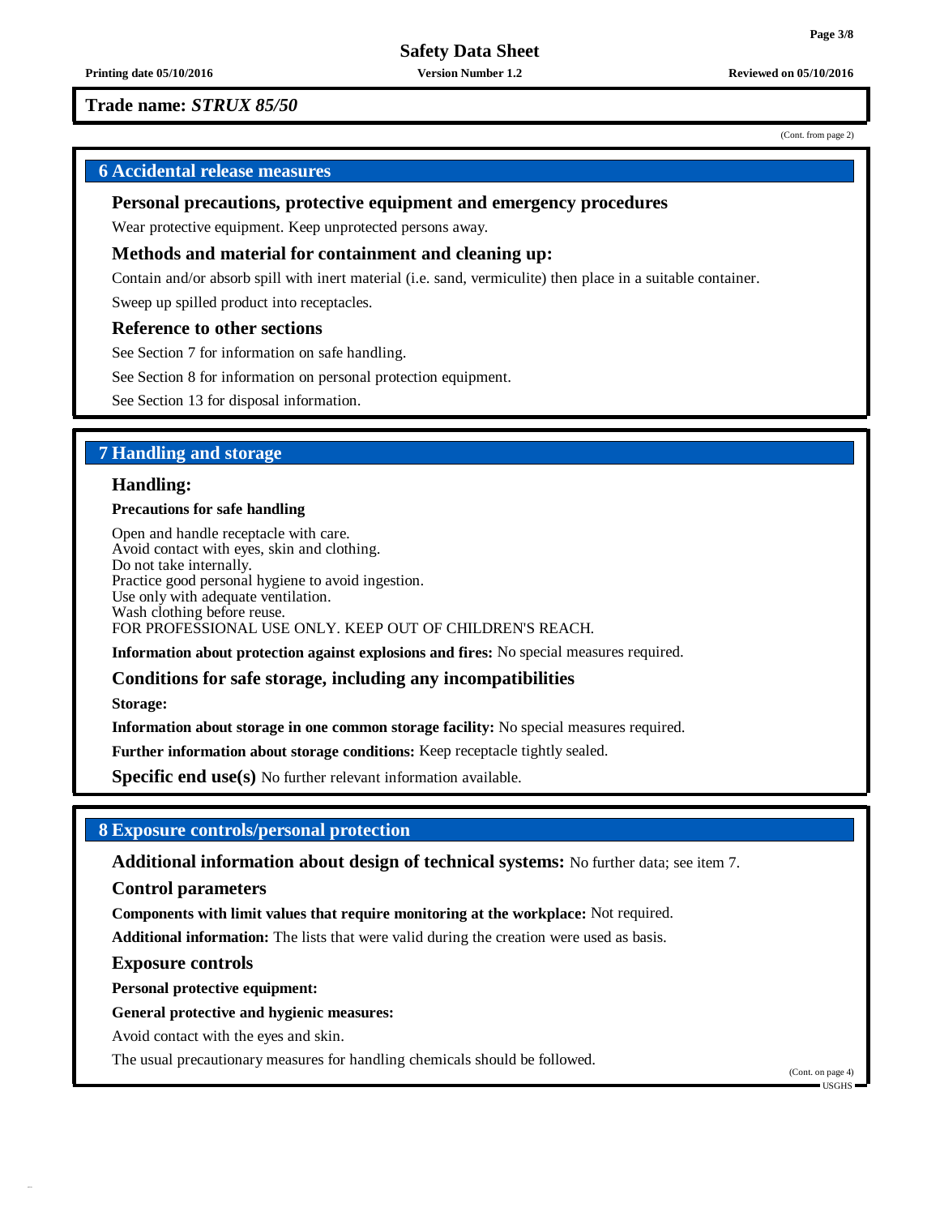**Trade name: *STRUX 85/50***

(Cont. from page 2)

## 6 Accidental release measures

### Personal precautions, protective equipment and emergency procedures

Wear protective equipment. Keep unprotected persons away.

### Methods and material for containment and cleaning up:

Contain and/or absorb spill with inert material (i.e. sand, vermiculite) then place in a suitable container.

Sweep up spilled product into receptacles.

### Reference to other sections

See Section 7 for information on safe handling.

See Section 8 for information on personal protection equipment.

See Section 13 for disposal information.

## 7 Handling and storage

### Handling:

**Precautions for safe handling**

Open and handle receptacle with care.
Avoid contact with eyes, skin and clothing.
Do not take internally.
Practice good personal hygiene to avoid ingestion.
Use only with adequate ventilation.
Wash clothing before reuse.
FOR PROFESSIONAL USE ONLY. KEEP OUT OF CHILDREN'S REACH.

**Information about protection against explosions and fires:** No special measures required.

### Conditions for safe storage, including any incompatibilities

**Storage:**

**Information about storage in one common storage facility:** No special measures required.

**Further information about storage conditions:** Keep receptacle tightly sealed.

**Specific end use(s)** No further relevant information available.

## 8 Exposure controls/personal protection

**Additional information about design of technical systems:** No further data; see item 7.

### Control parameters

**Components with limit values that require monitoring at the workplace:** Not required.

**Additional information:** The lists that were valid during the creation were used as basis.

### Exposure controls

**Personal protective equipment:**

**General protective and hygienic measures:**

Avoid contact with the eyes and skin.

The usual precautionary measures for handling chemicals should be followed.

(Cont. on page 4)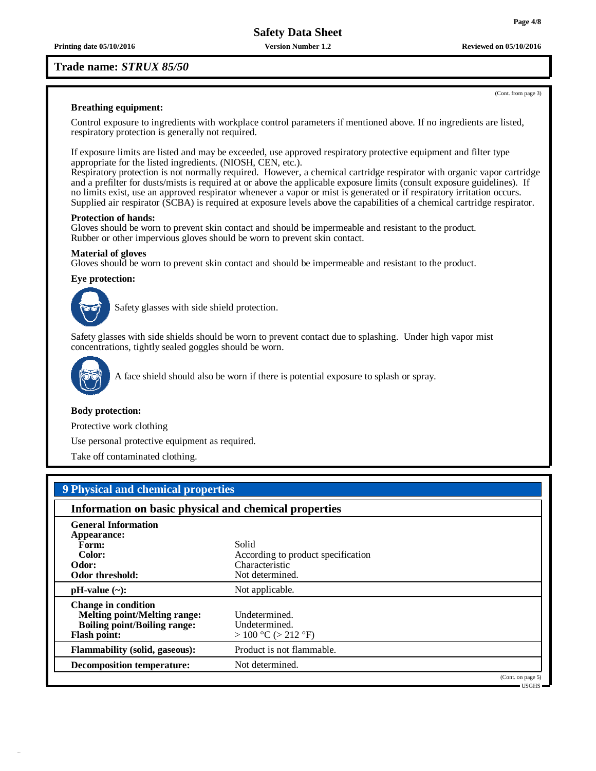**Trade name: *STRUX 85/50***

(Cont. from page 3)

**Breathing equipment:**

Control exposure to ingredients with workplace control parameters if mentioned above. If no ingredients are listed, respiratory protection is generally not required.

If exposure limits are listed and may be exceeded, use approved respiratory protective equipment and filter type appropriate for the listed ingredients. (NIOSH, CEN, etc.).
Respiratory protection is not normally required. However, a chemical cartridge respirator with organic vapor cartridge and a prefilter for dusts/mists is required at or above the applicable exposure limits (consult exposure guidelines). If no limits exist, use an approved respirator whenever a vapor or mist is generated or if respiratory irritation occurs. Supplied air respirator (SCBA) is required at exposure levels above the capabilities of a chemical cartridge respirator.

**Protection of hands:**
Gloves should be worn to prevent skin contact and should be impermeable and resistant to the product.
Rubber or other impervious gloves should be worn to prevent skin contact.

**Material of gloves**
Gloves should be worn to prevent skin contact and should be impermeable and resistant to the product.

**Eye protection:**

Safety glasses with side shield protection.

Safety glasses with side shields should be worn to prevent contact due to splashing. Under high vapor mist concentrations, tightly sealed goggles should be worn.

A face shield should also be worn if there is potential exposure to splash or spray.

**Body protection:**

Protective work clothing

Use personal protective equipment as required.

Take off contaminated clothing.

## 9 Physical and chemical properties

### Information on basic physical and chemical properties

| | |
|---|---|
| **General Information** | |
| **Appearance:** | |
| **Form:** | Solid |
| **Color:** | According to product specification |
| **Odor:** | Characteristic |
| **Odor threshold:** | Not determined. |
| **pH-value (~):** | Not applicable. |
| **Change in condition** | |
| **Melting point/Melting range:** | Undetermined. |
| **Boiling point/Boiling range:** | Undetermined. |
| **Flash point:** | > 100 °C (> 212 °F) |
| **Flammability (solid, gaseous):** | Product is not flammable. |
| **Decomposition temperature:** | Not determined. |

(Cont. on page 5)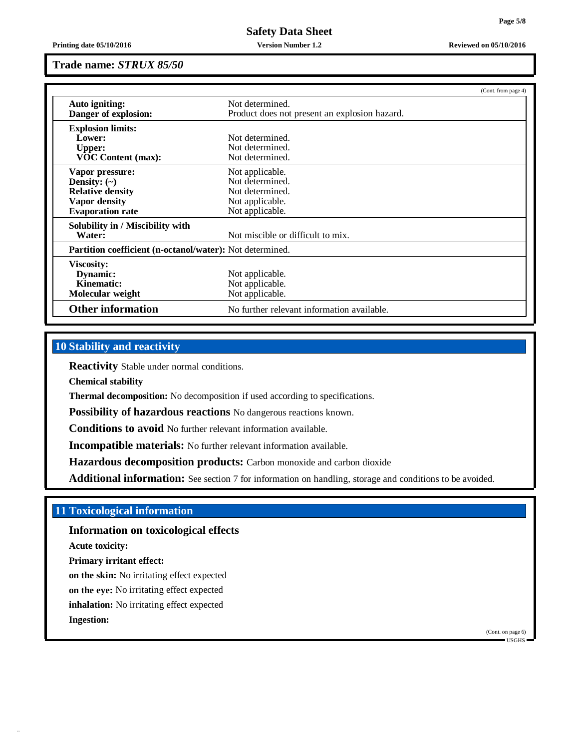**Trade name:** ***STRUX 85/50***

(Cont. from page 4)

| | |
|---|---|
| **Auto igniting:** | Not determined. |
| **Danger of explosion:** | Product does not present an explosion hazard. |
| **Explosion limits:** | |
| **Lower:** | Not determined. |
| **Upper:** | Not determined. |
| **VOC Content (max):** | Not determined. |
| **Vapor pressure:** | Not applicable. |
| **Density: (~)** | Not determined. |
| **Relative density** | Not determined. |
| **Vapor density** | Not applicable. |
| **Evaporation rate** | Not applicable. |
| **Solubility in / Miscibility with** | |
| **Water:** | Not miscible or difficult to mix. |
| **Partition coefficient (n-octanol/water):** | Not determined. |
| **Viscosity:** | |
| **Dynamic:** | Not applicable. |
| **Kinematic:** | Not applicable. |
| **Molecular weight** | Not applicable. |
| **Other information** | No further relevant information available. |

## 10 Stability and reactivity

**Reactivity** Stable under normal conditions.

**Chemical stability**

**Thermal decomposition:** No decomposition if used according to specifications.

**Possibility of hazardous reactions** No dangerous reactions known.

**Conditions to avoid** No further relevant information available.

**Incompatible materials:** No further relevant information available.

**Hazardous decomposition products:** Carbon monoxide and carbon dioxide

**Additional information:** See section 7 for information on handling, storage and conditions to be avoided.

## 11 Toxicological information

### Information on toxicological effects

**Acute toxicity:**

**Primary irritant effect:**

**on the skin:** No irritating effect expected

**on the eye:** No irritating effect expected

**inhalation:** No irritating effect expected

**Ingestion:**

(Cont. on page 6)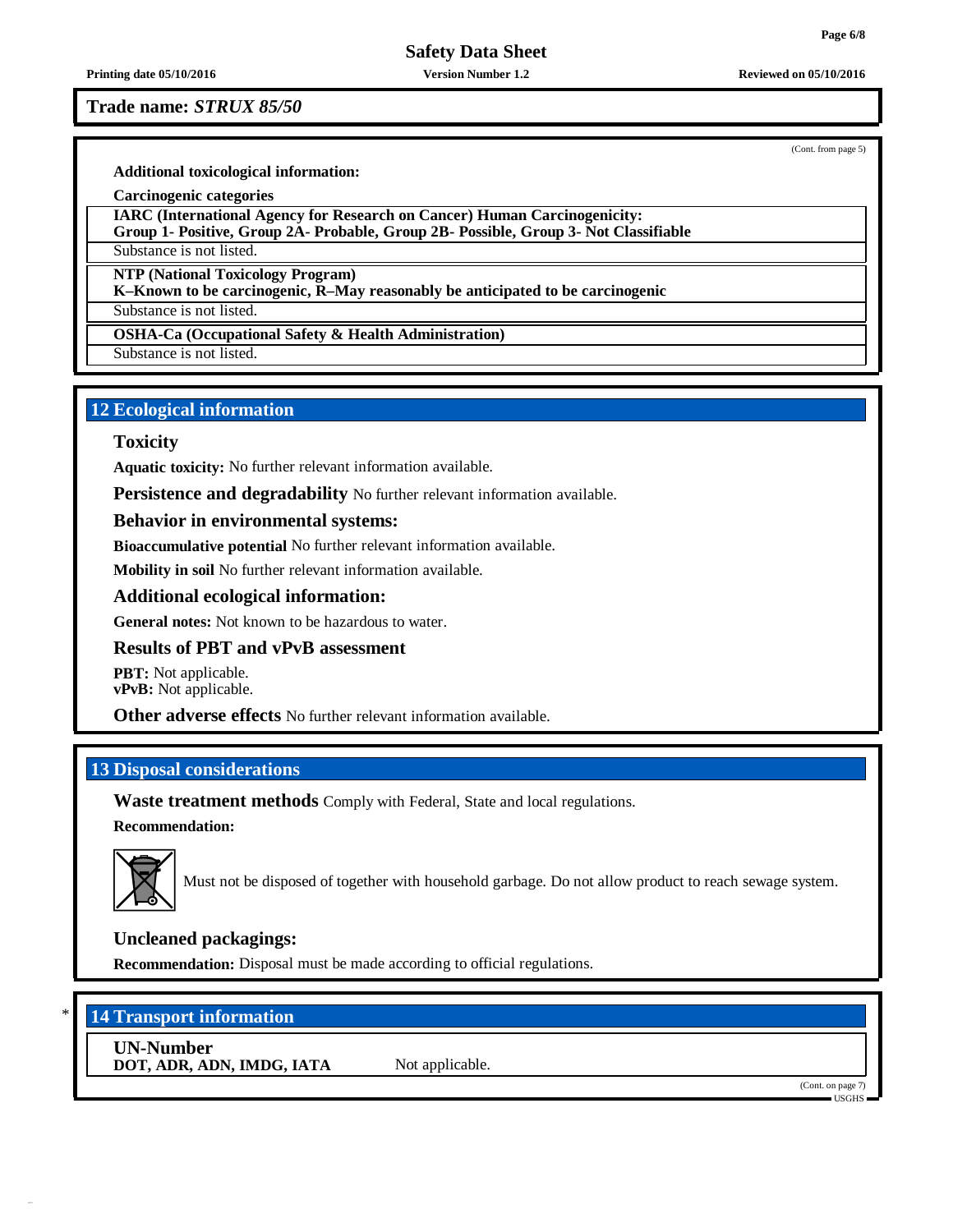**Trade name:** ***STRUX 85/50***

(Cont. from page 5)

**Additional toxicological information:**

**Carcinogenic categories**

**IARC (International Agency for Research on Cancer) Human Carcinogenicity:**
**Group 1- Positive, Group 2A- Probable, Group 2B- Possible, Group 3- Not Classifiable**

Substance is not listed.

**NTP (National Toxicology Program)**
**K–Known to be carcinogenic, R–May reasonably be anticipated to be carcinogenic**

Substance is not listed.

**OSHA-Ca (Occupational Safety & Health Administration)**

Substance is not listed.

## 12 Ecological information

### Toxicity

**Aquatic toxicity:** No further relevant information available.

**Persistence and degradability** No further relevant information available.

**Behavior in environmental systems:**

**Bioaccumulative potential** No further relevant information available.

**Mobility in soil** No further relevant information available.

**Additional ecological information:**

**General notes:** Not known to be hazardous to water.

**Results of PBT and vPvB assessment**

**PBT:** Not applicable.
**vPvB:** Not applicable.

**Other adverse effects** No further relevant information available.

## 13 Disposal considerations

**Waste treatment methods** Comply with Federal, State and local regulations.

**Recommendation:**

Must not be disposed of together with household garbage. Do not allow product to reach sewage system.

**Uncleaned packagings:**

**Recommendation:** Disposal must be made according to official regulations.

## * 14 Transport information

**UN-Number**

**DOT, ADR, ADN, IMDG, IATA** Not applicable.

(Cont. on page 7)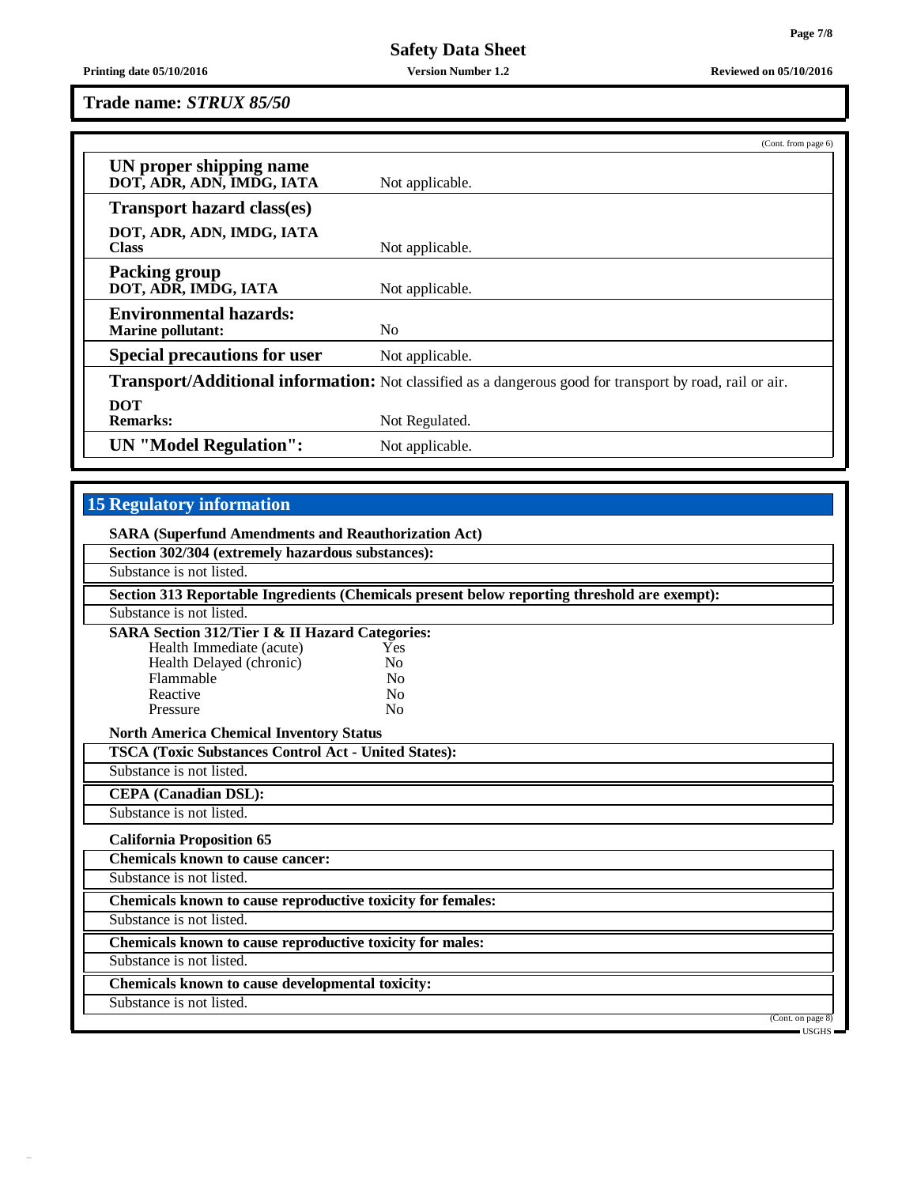**Trade name: *STRUX 85/50***

(Cont. from page 6)

| | |
|---|---|
| **UN proper shipping name**<br>**DOT, ADR, ADN, IMDG, IATA** | Not applicable. |
| **Transport hazard class(es)** | |
| **DOT, ADR, ADN, IMDG, IATA**<br>**Class** | Not applicable. |
| **Packing group**<br>**DOT, ADR, IMDG, IATA** | Not applicable. |
| **Environmental hazards:**<br>**Marine pollutant:** | No |
| **Special precautions for user** | Not applicable. |
| **Transport/Additional information:** | Not classified as a dangerous good for transport by road, rail or air. |
| **DOT**<br>**Remarks:** | Not Regulated. |
| **UN "Model Regulation":** | Not applicable. |

## 15 Regulatory information

**SARA (Superfund Amendments and Reauthorization Act)**

**Section 302/304 (extremely hazardous substances):**

Substance is not listed.

**Section 313 Reportable Ingredients (Chemicals present below reporting threshold are exempt):**

Substance is not listed.

**SARA Section 312/Tier I & II Hazard Categories:**

| | |
|---|---|
| Health Immediate (acute) | Yes |
| Health Delayed (chronic) | No |
| Flammable | No |
| Reactive | No |
| Pressure | No |

**North America Chemical Inventory Status**

**TSCA (Toxic Substances Control Act - United States):**

Substance is not listed.

**CEPA (Canadian DSL):**

Substance is not listed.

**California Proposition 65**

**Chemicals known to cause cancer:**

Substance is not listed.

**Chemicals known to cause reproductive toxicity for females:**

Substance is not listed.

**Chemicals known to cause reproductive toxicity for males:**

Substance is not listed.

**Chemicals known to cause developmental toxicity:**

Substance is not listed.

(Cont. on page 8)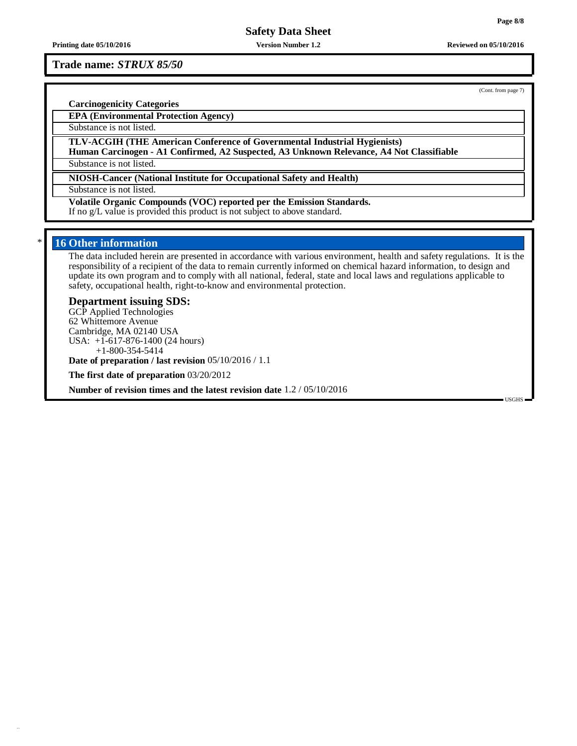**Trade name:** ***STRUX 85/50***

(Cont. from page 7)

**Carcinogenicity Categories**

**EPA (Environmental Protection Agency)**

Substance is not listed.

**TLV-ACGIH (THE American Conference of Governmental Industrial Hygienists)**
**Human Carcinogen - A1 Confirmed, A2 Suspected, A3 Unknown Relevance, A4 Not Classifiable**

Substance is not listed.

**NIOSH-Cancer (National Institute for Occupational Safety and Health)**

Substance is not listed.

**Volatile Organic Compounds (VOC) reported per the Emission Standards.**
If no g/L value is provided this product is not subject to above standard.

## * 16 Other information

The data included herein are presented in accordance with various environment, health and safety regulations. It is the responsibility of a recipient of the data to remain currently informed on chemical hazard information, to design and update its own program and to comply with all national, federal, state and local laws and regulations applicable to safety, occupational health, right-to-know and environmental protection.

### Department issuing SDS:

GCP Applied Technologies
62 Whittemore Avenue
Cambridge, MA 02140 USA
USA: +1-617-876-1400 (24 hours)
+1-800-354-5414

**Date of preparation / last revision** 05/10/2016 / 1.1

**The first date of preparation** 03/20/2012

**Number of revision times and the latest revision date** 1.2 / 05/10/2016

USGHS